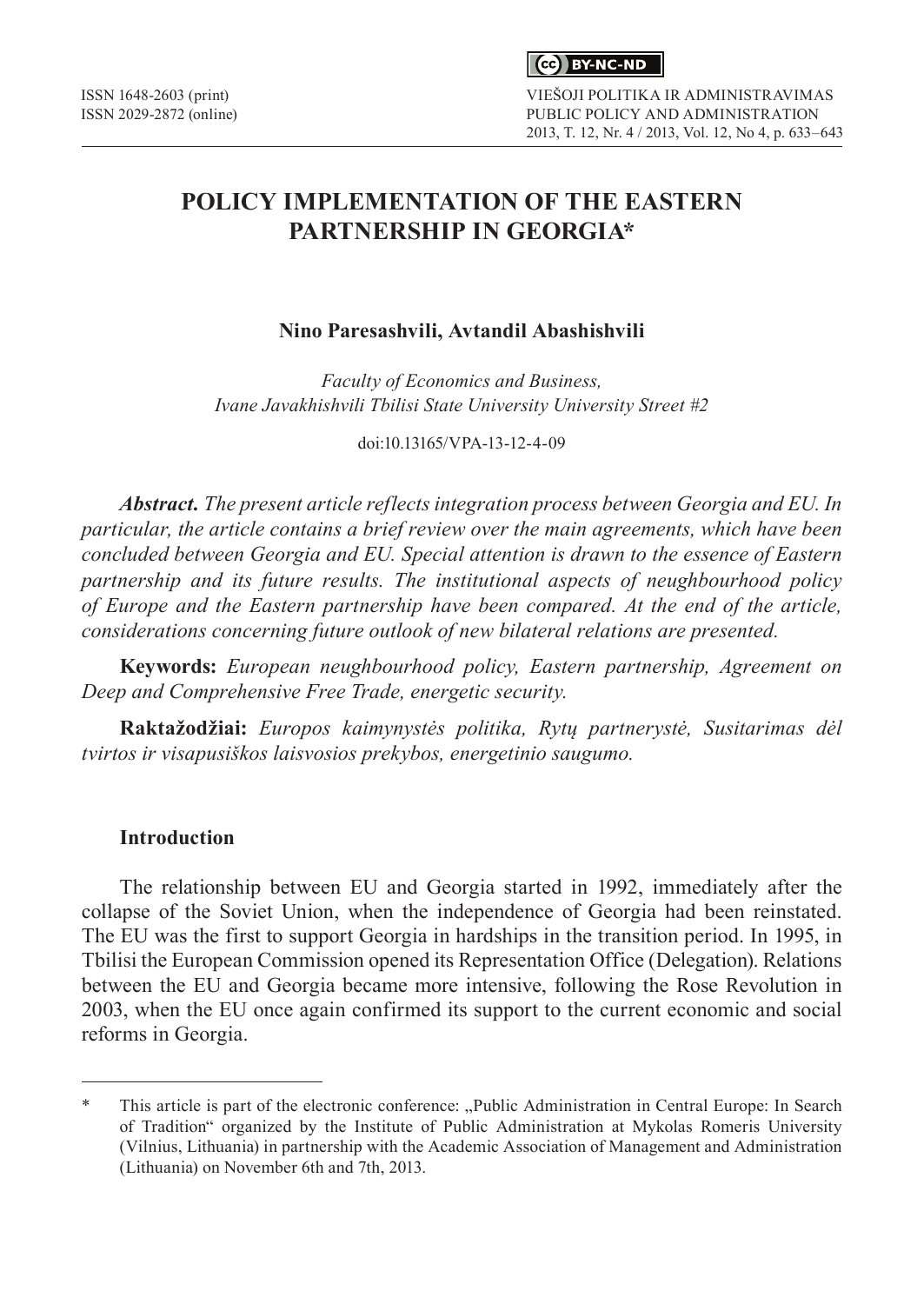# POLICY IMPLEMENTATION OF THE EASTERN PARTNERSHIP IN GEORGIA*

**Nino Paresashvili, Avtandil Abashishvili**

*Faculty of Economics and Business, Ivane Javakhishvili Tbilisi State University University Street #2*

doi:10.13165/VPA-13-12-4-09

***Abstract.*** *The present article reflects integration process between Georgia and EU. In particular, the article contains a brief review over the main agreements, which have been concluded between Georgia and EU. Special attention is drawn to the essence of Eastern partnership and its future results. The institutional aspects of neughbourhood policy of Europe and the Eastern partnership have been compared. At the end of the article, considerations concerning future outlook of new bilateral relations are presented.*

**Keywords:** *European neughbourhood policy, Eastern partnership, Agreement on Deep and Comprehensive Free Trade, energetic security.*

**Raktažodžiai:** *Europos kaimynystės politika, Rytų partnerystė, Susitarimas dėl tvirtos ir visapusiškos laisvosios prekybos, energetinio saugumo.*

## Introduction

The relationship between EU and Georgia started in 1992, immediately after the collapse of the Soviet Union, when the independence of Georgia had been reinstated. The EU was the first to support Georgia in hardships in the transition period. In 1995, in Tbilisi the European Commission opened its Representation Office (Delegation). Relations between the EU and Georgia became more intensive, following the Rose Revolution in 2003, when the EU once again confirmed its support to the current economic and social reforms in Georgia.

---

\* This article is part of the electronic conference: „Public Administration in Central Europe: In Search of Tradition" organized by the Institute of Public Administration at Mykolas Romeris University (Vilnius, Lithuania) in partnership with the Academic Association of Management and Administration (Lithuania) on November 6th and 7th, 2013.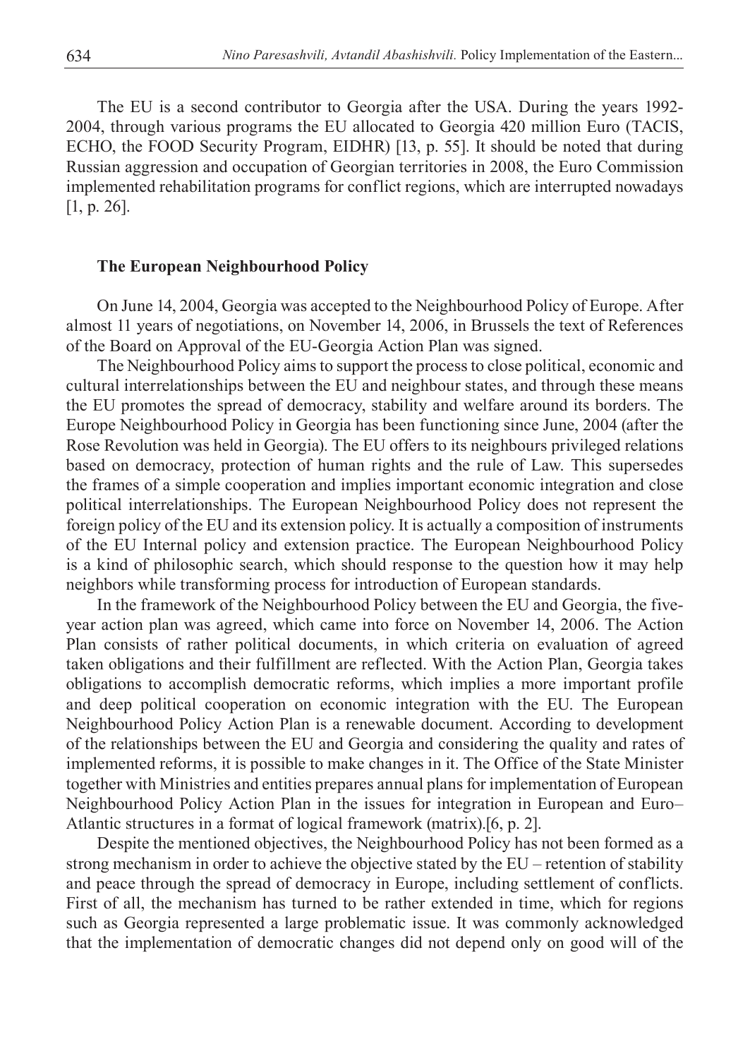The EU is a second contributor to Georgia after the USA. During the years 1992-2004, through various programs the EU allocated to Georgia 420 million Euro (TACIS, ECHO, the FOOD Security Program, EIDHR) [13, p. 55]. It should be noted that during Russian aggression and occupation of Georgian territories in 2008, the Euro Commission implemented rehabilitation programs for conflict regions, which are interrupted nowadays [1, p. 26].

## The European Neighbourhood Policy

On June 14, 2004, Georgia was accepted to the Neighbourhood Policy of Europe. After almost 11 years of negotiations, on November 14, 2006, in Brussels the text of References of the Board on Approval of the EU-Georgia Action Plan was signed.

The Neighbourhood Policy aims to support the process to close political, economic and cultural interrelationships between the EU and neighbour states, and through these means the EU promotes the spread of democracy, stability and welfare around its borders. The Europe Neighbourhood Policy in Georgia has been functioning since June, 2004 (after the Rose Revolution was held in Georgia). The EU offers to its neighbours privileged relations based on democracy, protection of human rights and the rule of Law. This supersedes the frames of a simple cooperation and implies important economic integration and close political interrelationships. The European Neighbourhood Policy does not represent the foreign policy of the EU and its extension policy. It is actually a composition of instruments of the EU Internal policy and extension practice. The European Neighbourhood Policy is a kind of philosophic search, which should response to the question how it may help neighbors while transforming process for introduction of European standards.

In the framework of the Neighbourhood Policy between the EU and Georgia, the five-year action plan was agreed, which came into force on November 14, 2006. The Action Plan consists of rather political documents, in which criteria on evaluation of agreed taken obligations and their fulfillment are reflected. With the Action Plan, Georgia takes obligations to accomplish democratic reforms, which implies a more important profile and deep political cooperation on economic integration with the EU. The European Neighbourhood Policy Action Plan is a renewable document. According to development of the relationships between the EU and Georgia and considering the quality and rates of implemented reforms, it is possible to make changes in it. The Office of the State Minister together with Ministries and entities prepares annual plans for implementation of European Neighbourhood Policy Action Plan in the issues for integration in European and Euro–Atlantic structures in a format of logical framework (matrix).[6, p. 2].

Despite the mentioned objectives, the Neighbourhood Policy has not been formed as a strong mechanism in order to achieve the objective stated by the EU – retention of stability and peace through the spread of democracy in Europe, including settlement of conflicts. First of all, the mechanism has turned to be rather extended in time, which for regions such as Georgia represented a large problematic issue. It was commonly acknowledged that the implementation of democratic changes did not depend only on good will of the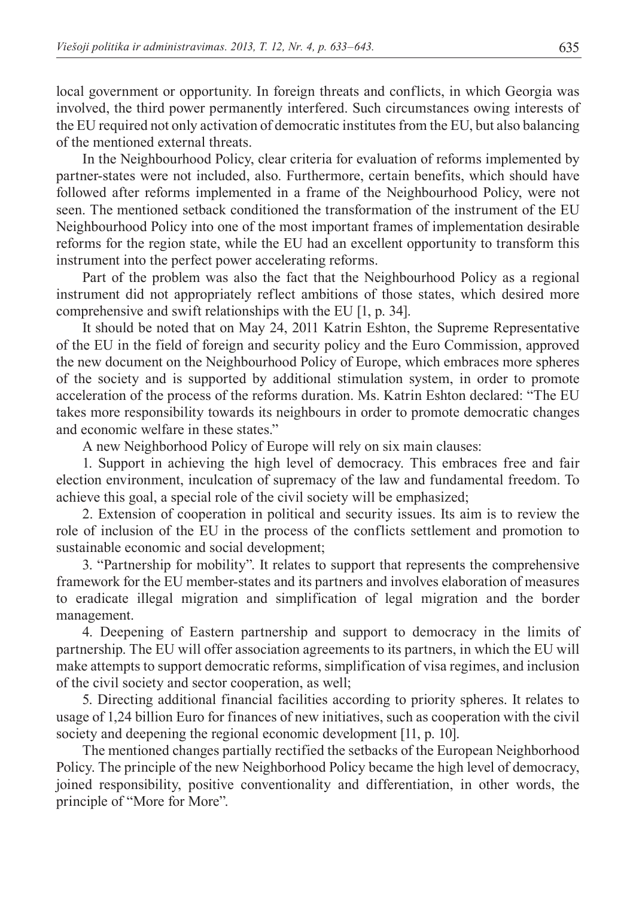local government or opportunity. In foreign threats and conflicts, in which Georgia was involved, the third power permanently interfered. Such circumstances owing interests of the EU required not only activation of democratic institutes from the EU, but also balancing of the mentioned external threats.

In the Neighbourhood Policy, clear criteria for evaluation of reforms implemented by partner-states were not included, also. Furthermore, certain benefits, which should have followed after reforms implemented in a frame of the Neighbourhood Policy, were not seen. The mentioned setback conditioned the transformation of the instrument of the EU Neighbourhood Policy into one of the most important frames of implementation desirable reforms for the region state, while the EU had an excellent opportunity to transform this instrument into the perfect power accelerating reforms.

Part of the problem was also the fact that the Neighbourhood Policy as a regional instrument did not appropriately reflect ambitions of those states, which desired more comprehensive and swift relationships with the EU [1, p. 34].

It should be noted that on May 24, 2011 Katrin Eshton, the Supreme Representative of the EU in the field of foreign and security policy and the Euro Commission, approved the new document on the Neighbourhood Policy of Europe, which embraces more spheres of the society and is supported by additional stimulation system, in order to promote acceleration of the process of the reforms duration. Ms. Katrin Eshton declared: "The EU takes more responsibility towards its neighbours in order to promote democratic changes and economic welfare in these states."

A new Neighborhood Policy of Europe will rely on six main clauses:

1. Support in achieving the high level of democracy. This embraces free and fair election environment, inculcation of supremacy of the law and fundamental freedom. To achieve this goal, a special role of the civil society will be emphasized;

2. Extension of cooperation in political and security issues. Its aim is to review the role of inclusion of the EU in the process of the conflicts settlement and promotion to sustainable economic and social development;

3. "Partnership for mobility". It relates to support that represents the comprehensive framework for the EU member-states and its partners and involves elaboration of measures to eradicate illegal migration and simplification of legal migration and the border management.

4. Deepening of Eastern partnership and support to democracy in the limits of partnership. The EU will offer association agreements to its partners, in which the EU will make attempts to support democratic reforms, simplification of visa regimes, and inclusion of the civil society and sector cooperation, as well;

5. Directing additional financial facilities according to priority spheres. It relates to usage of 1,24 billion Euro for finances of new initiatives, such as cooperation with the civil society and deepening the regional economic development [11, p. 10].

The mentioned changes partially rectified the setbacks of the European Neighborhood Policy. The principle of the new Neighborhood Policy became the high level of democracy, joined responsibility, positive conventionality and differentiation, in other words, the principle of "More for More".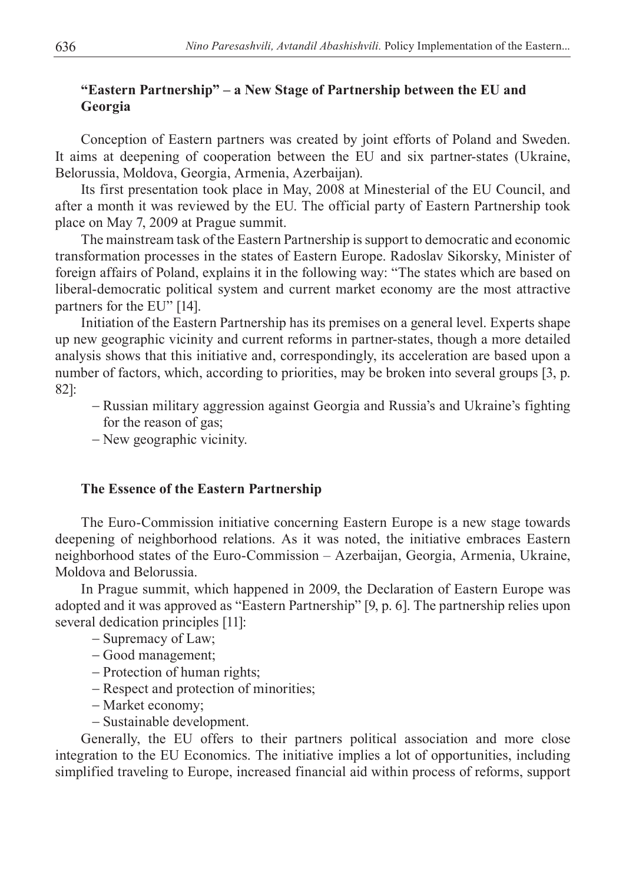## "Eastern Partnership" – a New Stage of Partnership between the EU and Georgia

Conception of Eastern partners was created by joint efforts of Poland and Sweden. It aims at deepening of cooperation between the EU and six partner-states (Ukraine, Belorussia, Moldova, Georgia, Armenia, Azerbaijan).

Its first presentation took place in May, 2008 at Minesterial of the EU Council, and after a month it was reviewed by the EU. The official party of Eastern Partnership took place on May 7, 2009 at Prague summit.

The mainstream task of the Eastern Partnership is support to democratic and economic transformation processes in the states of Eastern Europe. Radoslav Sikorsky, Minister of foreign affairs of Poland, explains it in the following way: "The states which are based on liberal-democratic political system and current market economy are the most attractive partners for the EU" [14].

Initiation of the Eastern Partnership has its premises on a general level. Experts shape up new geographic vicinity and current reforms in partner-states, though a more detailed analysis shows that this initiative and, correspondingly, its acceleration are based upon a number of factors, which, according to priorities, may be broken into several groups [3, p. 82]:

- Russian military aggression against Georgia and Russia's and Ukraine's fighting for the reason of gas;
- New geographic vicinity.

## The Essence of the Eastern Partnership

The Euro-Commission initiative concerning Eastern Europe is a new stage towards deepening of neighborhood relations. As it was noted, the initiative embraces Eastern neighborhood states of the Euro-Commission – Azerbaijan, Georgia, Armenia, Ukraine, Moldova and Belorussia.

In Prague summit, which happened in 2009, the Declaration of Eastern Europe was adopted and it was approved as "Eastern Partnership" [9, p. 6]. The partnership relies upon several dedication principles [11]:

- Supremacy of Law;
- Good management;
- Protection of human rights;
- Respect and protection of minorities;
- Market economy;
- Sustainable development.

Generally, the EU offers to their partners political association and more close integration to the EU Economics. The initiative implies a lot of opportunities, including simplified traveling to Europe, increased financial aid within process of reforms, support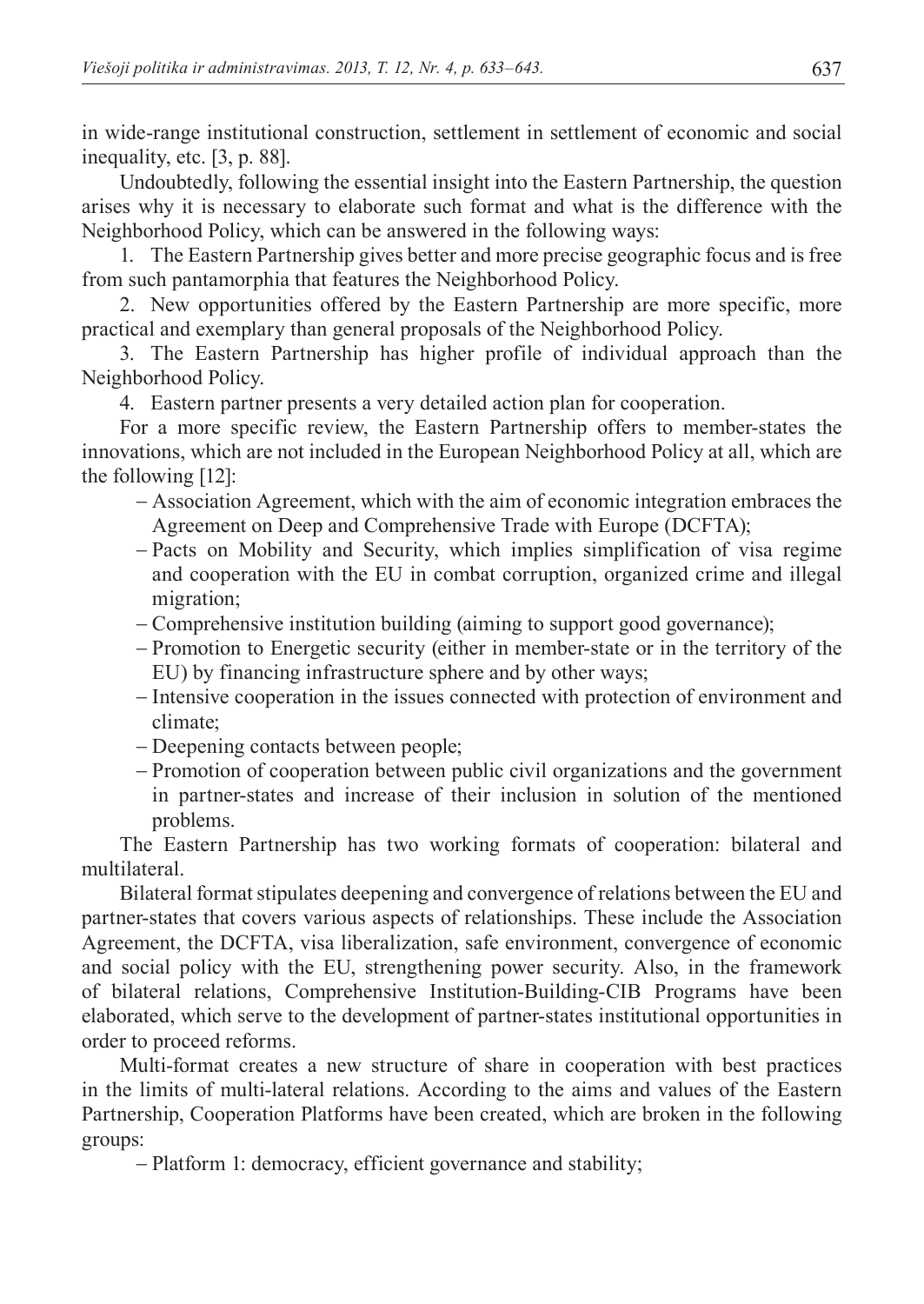in wide-range institutional construction, settlement in settlement of economic and social inequality, etc. [3, p. 88].

Undoubtedly, following the essential insight into the Eastern Partnership, the question arises why it is necessary to elaborate such format and what is the difference with the Neighborhood Policy, which can be answered in the following ways:

1. The Eastern Partnership gives better and more precise geographic focus and is free from such pantamorphia that features the Neighborhood Policy.
2. New opportunities offered by the Eastern Partnership are more specific, more practical and exemplary than general proposals of the Neighborhood Policy.
3. The Eastern Partnership has higher profile of individual approach than the Neighborhood Policy.
4. Eastern partner presents a very detailed action plan for cooperation.

For a more specific review, the Eastern Partnership offers to member-states the innovations, which are not included in the European Neighborhood Policy at all, which are the following [12]:

- Association Agreement, which with the aim of economic integration embraces the Agreement on Deep and Comprehensive Trade with Europe (DCFTA);
- Pacts on Mobility and Security, which implies simplification of visa regime and cooperation with the EU in combat corruption, organized crime and illegal migration;
- Comprehensive institution building (aiming to support good governance);
- Promotion to Energetic security (either in member-state or in the territory of the EU) by financing infrastructure sphere and by other ways;
- Intensive cooperation in the issues connected with protection of environment and climate;
- Deepening contacts between people;
- Promotion of cooperation between public civil organizations and the government in partner-states and increase of their inclusion in solution of the mentioned problems.

The Eastern Partnership has two working formats of cooperation: bilateral and multilateral.

Bilateral format stipulates deepening and convergence of relations between the EU and partner-states that covers various aspects of relationships. These include the Association Agreement, the DCFTA, visa liberalization, safe environment, convergence of economic and social policy with the EU, strengthening power security. Also, in the framework of bilateral relations, Comprehensive Institution-Building-CIB Programs have been elaborated, which serve to the development of partner-states institutional opportunities in order to proceed reforms.

Multi-format creates a new structure of share in cooperation with best practices in the limits of multi-lateral relations. According to the aims and values of the Eastern Partnership, Cooperation Platforms have been created, which are broken in the following groups:

- Platform 1: democracy, efficient governance and stability;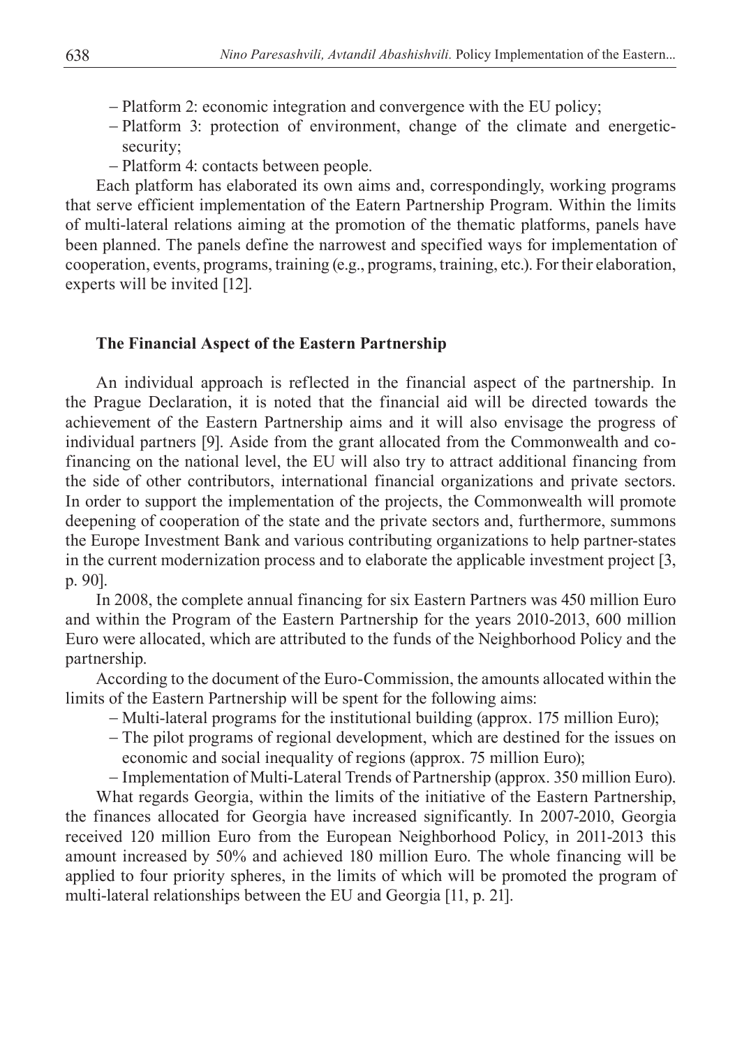– Platform 2: economic integration and convergence with the EU policy;
– Platform 3: protection of environment, change of the climate and energetic-security;
– Platform 4: contacts between people.

Each platform has elaborated its own aims and, correspondingly, working programs that serve efficient implementation of the Eatern Partnership Program. Within the limits of multi-lateral relations aiming at the promotion of the thematic platforms, panels have been planned. The panels define the narrowest and specified ways for implementation of cooperation, events, programs, training (e.g., programs, training, etc.). For their elaboration, experts will be invited [12].

### The Financial Aspect of the Eastern Partnership

An individual approach is reflected in the financial aspect of the partnership. In the Prague Declaration, it is noted that the financial aid will be directed towards the achievement of the Eastern Partnership aims and it will also envisage the progress of individual partners [9]. Aside from the grant allocated from the Commonwealth and co-financing on the national level, the EU will also try to attract additional financing from the side of other contributors, international financial organizations and private sectors. In order to support the implementation of the projects, the Commonwealth will promote deepening of cooperation of the state and the private sectors and, furthermore, summons the Europe Investment Bank and various contributing organizations to help partner-states in the current modernization process and to elaborate the applicable investment project [3, p. 90].

In 2008, the complete annual financing for six Eastern Partners was 450 million Euro and within the Program of the Eastern Partnership for the years 2010-2013, 600 million Euro were allocated, which are attributed to the funds of the Neighborhood Policy and the partnership.

According to the document of the Euro-Commission, the amounts allocated within the limits of the Eastern Partnership will be spent for the following aims:

– Multi-lateral programs for the institutional building (approx. 175 million Euro);
– The pilot programs of regional development, which are destined for the issues on economic and social inequality of regions (approx. 75 million Euro);
– Implementation of Multi-Lateral Trends of Partnership (approx. 350 million Euro).

What regards Georgia, within the limits of the initiative of the Eastern Partnership, the finances allocated for Georgia have increased significantly. In 2007-2010, Georgia received 120 million Euro from the European Neighborhood Policy, in 2011-2013 this amount increased by 50% and achieved 180 million Euro. The whole financing will be applied to four priority spheres, in the limits of which will be promoted the program of multi-lateral relationships between the EU and Georgia [11, p. 21].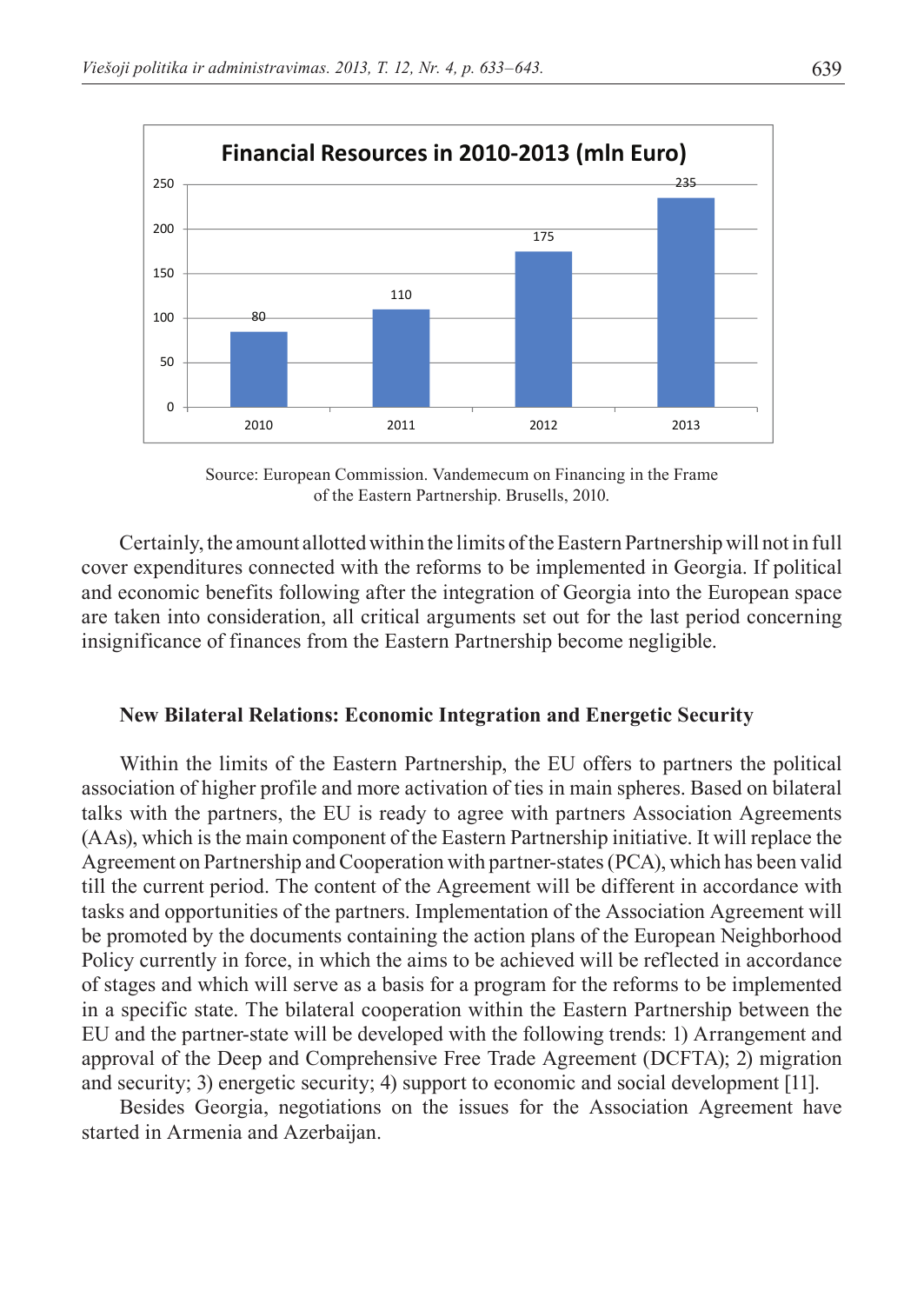**Financial Resources in 2010-2013 (mln Euro)**

| Year | mln Euro |
|---|---|
| 2010 | 80 |
| 2011 | 110 |
| 2012 | 175 |
| 2013 | 235 |

Source: European Commission. Vandemecum on Financing in the Frame of the Eastern Partnership. Brusells, 2010.

Certainly, the amount allotted within the limits of the Eastern Partnership will not in full cover expenditures connected with the reforms to be implemented in Georgia. If political and economic benefits following after the integration of Georgia into the European space are taken into consideration, all critical arguments set out for the last period concerning insignificance of finances from the Eastern Partnership become negligible.

### New Bilateral Relations: Economic Integration and Energetic Security

Within the limits of the Eastern Partnership, the EU offers to partners the political association of higher profile and more activation of ties in main spheres. Based on bilateral talks with the partners, the EU is ready to agree with partners Association Agreements (AAs), which is the main component of the Eastern Partnership initiative. It will replace the Agreement on Partnership and Cooperation with partner-states (PCA), which has been valid till the current period. The content of the Agreement will be different in accordance with tasks and opportunities of the partners. Implementation of the Association Agreement will be promoted by the documents containing the action plans of the European Neighborhood Policy currently in force, in which the aims to be achieved will be reflected in accordance of stages and which will serve as a basis for a program for the reforms to be implemented in a specific state. The bilateral cooperation within the Eastern Partnership between the EU and the partner-state will be developed with the following trends: 1) Arrangement and approval of the Deep and Comprehensive Free Trade Agreement (DCFTA); 2) migration and security; 3) energetic security; 4) support to economic and social development [11].

Besides Georgia, negotiations on the issues for the Association Agreement have started in Armenia and Azerbaijan.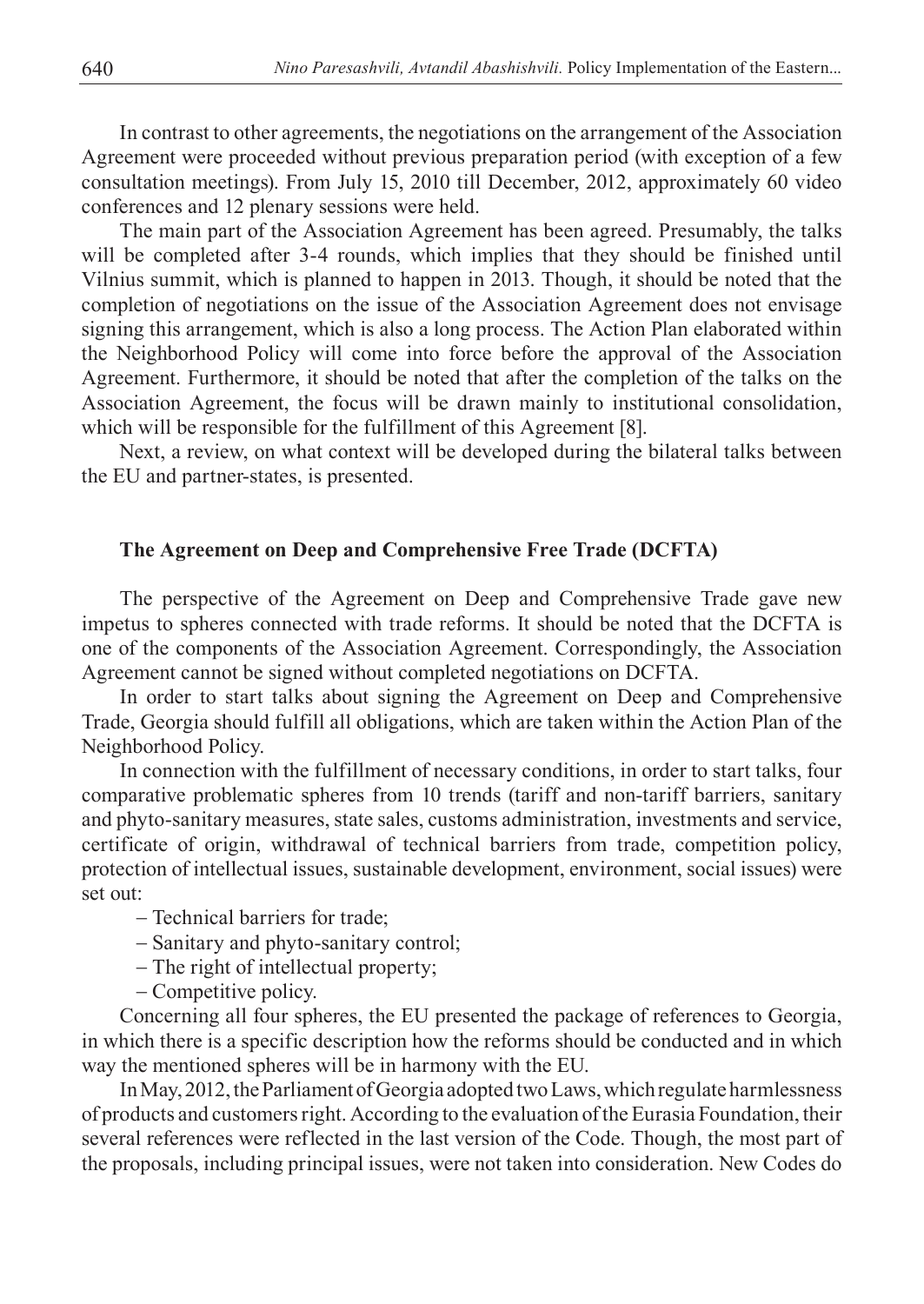In contrast to other agreements, the negotiations on the arrangement of the Association Agreement were proceeded without previous preparation period (with exception of a few consultation meetings). From July 15, 2010 till December, 2012, approximately 60 video conferences and 12 plenary sessions were held.

The main part of the Association Agreement has been agreed. Presumably, the talks will be completed after 3-4 rounds, which implies that they should be finished until Vilnius summit, which is planned to happen in 2013. Though, it should be noted that the completion of negotiations on the issue of the Association Agreement does not envisage signing this arrangement, which is also a long process. The Action Plan elaborated within the Neighborhood Policy will come into force before the approval of the Association Agreement. Furthermore, it should be noted that after the completion of the talks on the Association Agreement, the focus will be drawn mainly to institutional consolidation, which will be responsible for the fulfillment of this Agreement [8].

Next, a review, on what context will be developed during the bilateral talks between the EU and partner-states, is presented.

## The Agreement on Deep and Comprehensive Free Trade (DCFTA)

The perspective of the Agreement on Deep and Comprehensive Trade gave new impetus to spheres connected with trade reforms. It should be noted that the DCFTA is one of the components of the Association Agreement. Correspondingly, the Association Agreement cannot be signed without completed negotiations on DCFTA.

In order to start talks about signing the Agreement on Deep and Comprehensive Trade, Georgia should fulfill all obligations, which are taken within the Action Plan of the Neighborhood Policy.

In connection with the fulfillment of necessary conditions, in order to start talks, four comparative problematic spheres from 10 trends (tariff and non-tariff barriers, sanitary and phyto-sanitary measures, state sales, customs administration, investments and service, certificate of origin, withdrawal of technical barriers from trade, competition policy, protection of intellectual issues, sustainable development, environment, social issues) were set out:

- Technical barriers for trade;
- Sanitary and phyto-sanitary control;
- The right of intellectual property;
- Competitive policy.

Concerning all four spheres, the EU presented the package of references to Georgia, in which there is a specific description how the reforms should be conducted and in which way the mentioned spheres will be in harmony with the EU.

In May, 2012, the Parliament of Georgia adopted two Laws, which regulate harmlessness of products and customers right. According to the evaluation of the Eurasia Foundation, their several references were reflected in the last version of the Code. Though, the most part of the proposals, including principal issues, were not taken into consideration. New Codes do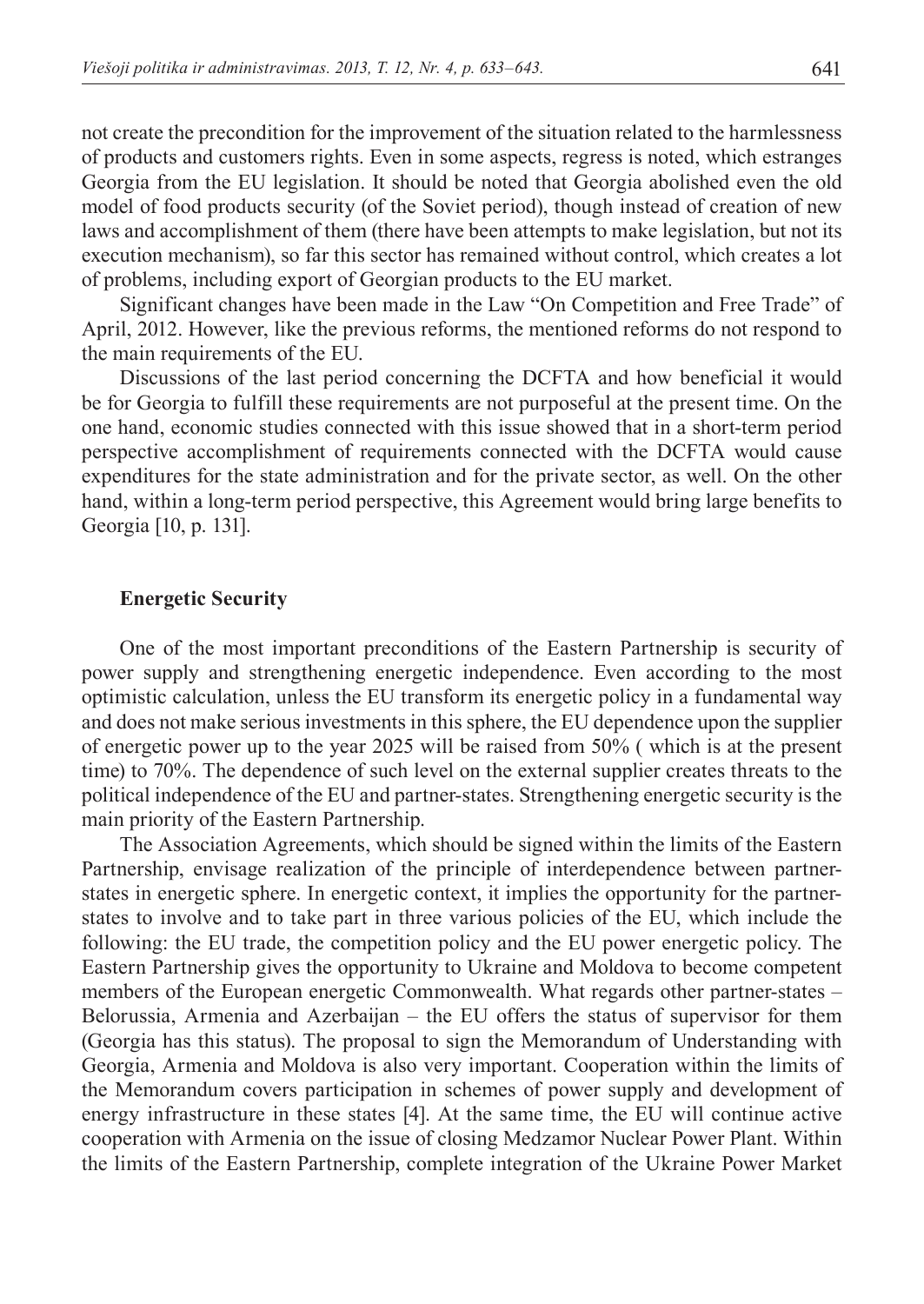not create the precondition for the improvement of the situation related to the harmlessness of products and customers rights. Even in some aspects, regress is noted, which estranges Georgia from the EU legislation. It should be noted that Georgia abolished even the old model of food products security (of the Soviet period), though instead of creation of new laws and accomplishment of them (there have been attempts to make legislation, but not its execution mechanism), so far this sector has remained without control, which creates a lot of problems, including export of Georgian products to the EU market.

Significant changes have been made in the Law "On Competition and Free Trade" of April, 2012. However, like the previous reforms, the mentioned reforms do not respond to the main requirements of the EU.

Discussions of the last period concerning the DCFTA and how beneficial it would be for Georgia to fulfill these requirements are not purposeful at the present time. On the one hand, economic studies connected with this issue showed that in a short-term period perspective accomplishment of requirements connected with the DCFTA would cause expenditures for the state administration and for the private sector, as well. On the other hand, within a long-term period perspective, this Agreement would bring large benefits to Georgia [10, p. 131].

### Energetic Security

One of the most important preconditions of the Eastern Partnership is security of power supply and strengthening energetic independence. Even according to the most optimistic calculation, unless the EU transform its energetic policy in a fundamental way and does not make serious investments in this sphere, the EU dependence upon the supplier of energetic power up to the year 2025 will be raised from 50% ( which is at the present time) to 70%. The dependence of such level on the external supplier creates threats to the political independence of the EU and partner-states. Strengthening energetic security is the main priority of the Eastern Partnership.

The Association Agreements, which should be signed within the limits of the Eastern Partnership, envisage realization of the principle of interdependence between partner-states in energetic sphere. In energetic context, it implies the opportunity for the partner-states to involve and to take part in three various policies of the EU, which include the following: the EU trade, the competition policy and the EU power energetic policy. The Eastern Partnership gives the opportunity to Ukraine and Moldova to become competent members of the European energetic Commonwealth. What regards other partner-states – Belorussia, Armenia and Azerbaijan – the EU offers the status of supervisor for them (Georgia has this status). The proposal to sign the Memorandum of Understanding with Georgia, Armenia and Moldova is also very important. Cooperation within the limits of the Memorandum covers participation in schemes of power supply and development of energy infrastructure in these states [4]. At the same time, the EU will continue active cooperation with Armenia on the issue of closing Medzamor Nuclear Power Plant. Within the limits of the Eastern Partnership, complete integration of the Ukraine Power Market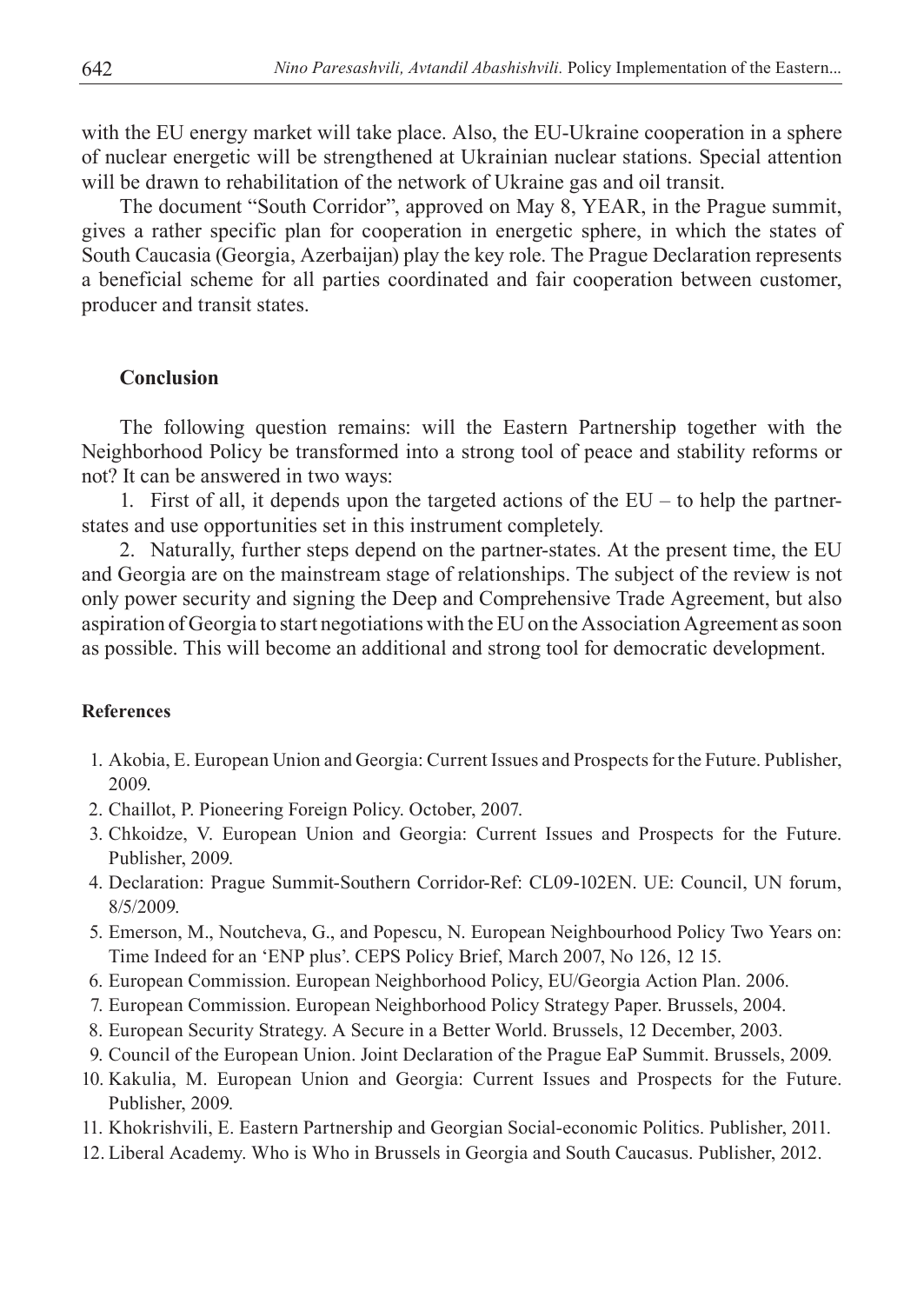with the EU energy market will take place. Also, the EU-Ukraine cooperation in a sphere of nuclear energetic will be strengthened at Ukrainian nuclear stations. Special attention will be drawn to rehabilitation of the network of Ukraine gas and oil transit.

The document "South Corridor", approved on May 8, YEAR, in the Prague summit, gives a rather specific plan for cooperation in energetic sphere, in which the states of South Caucasia (Georgia, Azerbaijan) play the key role. The Prague Declaration represents a beneficial scheme for all parties coordinated and fair cooperation between customer, producer and transit states.

### Conclusion

The following question remains: will the Eastern Partnership together with the Neighborhood Policy be transformed into a strong tool of peace and stability reforms or not? It can be answered in two ways:

1. First of all, it depends upon the targeted actions of the EU – to help the partner-states and use opportunities set in this instrument completely.
2. Naturally, further steps depend on the partner-states. At the present time, the EU and Georgia are on the mainstream stage of relationships. The subject of the review is not only power security and signing the Deep and Comprehensive Trade Agreement, but also aspiration of Georgia to start negotiations with the EU on the Association Agreement as soon as possible. This will become an additional and strong tool for democratic development.

### References

1. Akobia, E. European Union and Georgia: Current Issues and Prospects for the Future. Publisher, 2009.
2. Chaillot, P. Pioneering Foreign Policy. October, 2007.
3. Chkoidze, V. European Union and Georgia: Current Issues and Prospects for the Future. Publisher, 2009.
4. Declaration: Prague Summit-Southern Corridor-Ref: CL09-102EN. UE: Council, UN forum, 8/5/2009.
5. Emerson, M., Noutcheva, G., and Popescu, N. European Neighbourhood Policy Two Years on: Time Indeed for an 'ENP plus'. CEPS Policy Brief, March 2007, No 126, 12 15.
6. European Commission. European Neighborhood Policy, EU/Georgia Action Plan. 2006.
7. European Commission. European Neighborhood Policy Strategy Paper. Brussels, 2004.
8. European Security Strategy. A Secure in a Better World. Brussels, 12 December, 2003.
9. Council of the European Union. Joint Declaration of the Prague EaP Summit. Brussels, 2009.
10. Kakulia, M. European Union and Georgia: Current Issues and Prospects for the Future. Publisher, 2009.
11. Khokrishvili, E. Eastern Partnership and Georgian Social-economic Politics. Publisher, 2011.
12. Liberal Academy. Who is Who in Brussels in Georgia and South Caucasus. Publisher, 2012.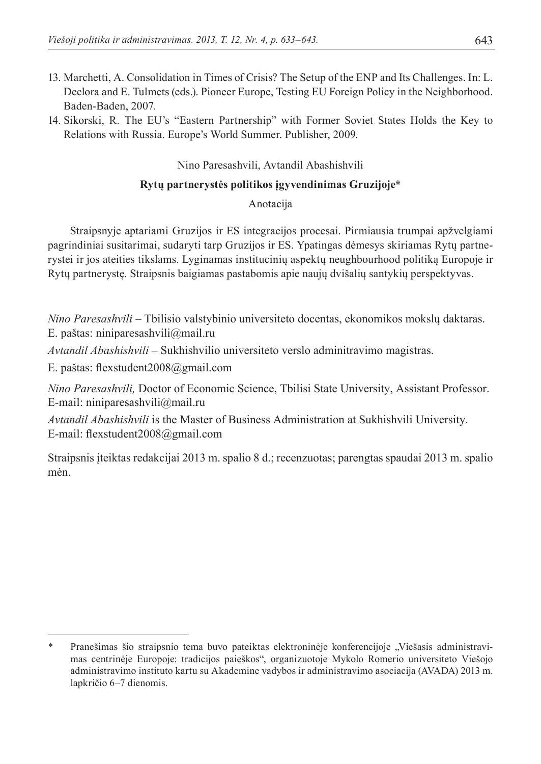13. Marchetti, A. Consolidation in Times of Crisis? The Setup of the ENP and Its Challenges. In: L. Declora and E. Tulmets (eds.). Pioneer Europe, Testing EU Foreign Policy in the Neighborhood. Baden-Baden, 2007.
14. Sikorski, R. The EU's "Eastern Partnership" with Former Soviet States Holds the Key to Relations with Russia. Europe's World Summer. Publisher, 2009.

Nino Paresashvili, Avtandil Abashishvili

**Rytų partnerystės politikos įgyvendinimas Gruzijoje***

Anotacija

Straipsnyje aptariami Gruzijos ir ES integracijos procesai. Pirmiausia trumpai apžvelgiami pagrindiniai susitarimai, sudaryti tarp Gruzijos ir ES. Ypatingas dėmesys skiriamas Rytų partnerystei ir jos ateities tikslams. Lyginamas institucinių aspektų neughbourhood politiką Europoje ir Rytų partnerystę. Straipsnis baigiamas pastabomis apie naujų dvišalių santykių perspektyvas.

*Nino Paresashvili* – Tbilisio valstybinio universiteto docentas, ekonomikos mokslų daktaras.
E. paštas: niniparesashvili@mail.ru

*Avtandil Abashishvili* – Sukhishvilio universiteto verslo adminitravimo magistras.

E. paštas: flexstudent2008@gmail.com

*Nino Paresashvili,* Doctor of Economic Science, Tbilisi State University, Assistant Professor.
E-mail: niniparesashvili@mail.ru

*Avtandil Abashishvili* is the Master of Business Administration at Sukhishvili University.
E-mail: flexstudent2008@gmail.com

Straipsnis įteiktas redakcijai 2013 m. spalio 8 d.; recenzuotas; parengtas spaudai 2013 m. spalio mėn.

---

\* Pranešimas šio straipsnio tema buvo pateiktas elektroninėje konferencijoje „Viešasis administravimas centrinėje Europoje: tradicijos paieškos", organizuotoje Mykolo Romerio universiteto Viešojo administravimo instituto kartu su Akademine vadybos ir administravimo asociacija (AVADA) 2013 m. lapkričio 6–7 dienomis.